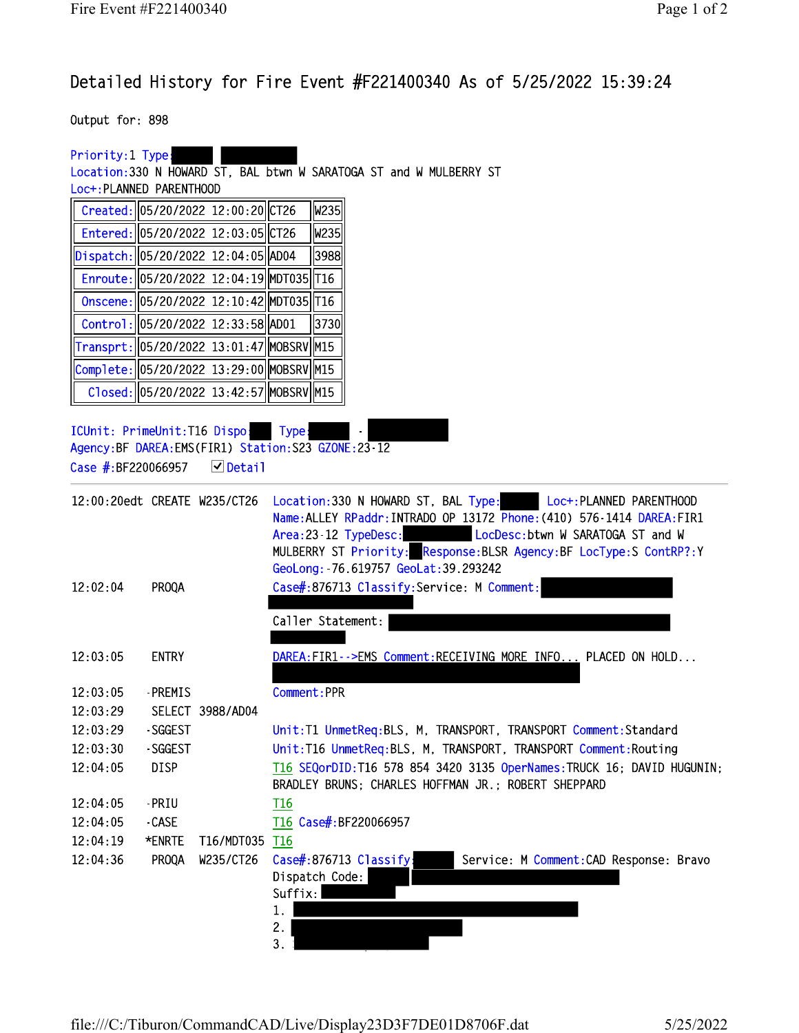# Detailed History for Fire Event #F221400340 As of 5/25/2022 15:39:24

Output for: 898

Priority:1 Type: 
Location:330 N HOWARD ST, BAL btwn W SARATOGA ST and W MULBERRY ST
Loc+:PLANNED PARENTHOOD

| | | | |
|---|---|---|---|
| Created: | 05/20/2022 12:00:20 | CT26 | W235 |
| Entered: | 05/20/2022 12:03:05 | CT26 | W235 |
| Dispatch: | 05/20/2022 12:04:05 | AD04 | 3988 |
| Enroute: | 05/20/2022 12:04:19 | MDT035 | T16 |
| Onscene: | 05/20/2022 12:10:42 | MDT035 | T16 |
| Control: | 05/20/2022 12:33:58 | AD01 | 3730 |
| Transprt: | 05/20/2022 13:01:47 | MOBSRV | M15 |
| Complete: | 05/20/2022 13:29:00 | MOBSRV | M15 |
| Closed: | 05/20/2022 13:42:57 | MOBSRV | M15 |

ICUnit: PrimeUnit:T16 Dispo: Type: -
Agency:BF DAREA:EMS(FIR1) Station:S23 GZONE:23-12
Case #:BF220066957 ☑ Detail

| | | | |
|---|---|---|---|
| 12:00:20edt | CREATE | W235/CT26 | Location:330 N HOWARD ST, BAL Type: Loc+:PLANNED PARENTHOOD Name:ALLEY RPaddr:INTRADO OP 13172 Phone:(410) 576-1414 DAREA:FIR1 Area:23-12 TypeDesc: LocDesc:btwn W SARATOGA ST and W MULBERRY ST Priority: Response:BLSR Agency:BF LocType:S ContRP?:Y GeoLong:-76.619757 GeoLat:39.293242 |
| 12:02:04 | PROQA | | Case#:876713 Classify:Service: M Comment: |
| | | | Caller Statement: |
| 12:03:05 | ENTRY | | DAREA:FIR1-->EMS Comment:RECEIVING MORE INFO... PLACED ON HOLD... |
| 12:03:05 | -PREMIS | | Comment:PPR |
| 12:03:29 | SELECT | 3988/AD04 | |
| 12:03:29 | -SGGEST | | Unit:T1 UnmetReq:BLS, M, TRANSPORT, TRANSPORT Comment:Standard |
| 12:03:30 | -SGGEST | | Unit:T16 UnmetReq:BLS, M, TRANSPORT, TRANSPORT Comment:Routing |
| 12:04:05 | DISP | | T16 SEQorDID:T16 578 854 3420 3135 OperNames:TRUCK 16; DAVID HUGUNIN; BRADLEY BRUNS; CHARLES HOFFMAN JR.; ROBERT SHEPPARD |
| 12:04:05 | -PRIU | | T16 |
| 12:04:05 | -CASE | | T16 Case#:BF220066957 |
| 12:04:19 | *ENRTE | T16/MDT035 | T16 |
| 12:04:36 | PROQA | W235/CT26 | Case#:876713 Classify: Service: M Comment:CAD Response: Bravo Dispatch Code: Suffix: 1. 2. 3. |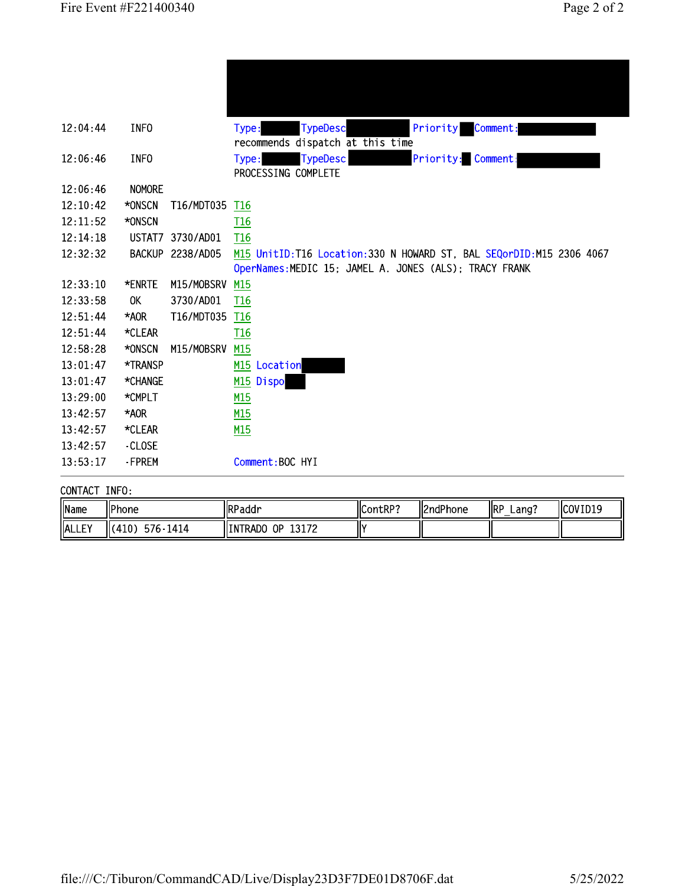| | | | |
|---|---|---|---|
| 12:04:44 | INFO | | Type: TypeDesc Priority Comment: recommends dispatch at this time |
| 12:06:46 | INFO | | Type: TypeDesc Priority: Comment: PROCESSING COMPLETE |
| 12:06:46 | NOMORE | | |
| 12:10:42 | *ONSCN | T16/MDT035 | T16 |
| 12:11:52 | *ONSCN | | T16 |
| 12:14:18 | USTAT7 | 3730/AD01 | T16 |
| 12:32:32 | BACKUP | 2238/AD05 | M15 UnitID:T16 Location:330 N HOWARD ST, BAL SEQorDID:M15 2306 4067 OperNames:MEDIC 15; JAMEL A. JONES (ALS); TRACY FRANK |
| 12:33:10 | *ENRTE | M15/MOBSRV | M15 |
| 12:33:58 | OK | 3730/AD01 | T16 |
| 12:51:44 | *AOR | T16/MDT035 | T16 |
| 12:51:44 | *CLEAR | | T16 |
| 12:58:28 | *ONSCN | M15/MOBSRV | M15 |
| 13:01:47 | *TRANSP | | M15 Location |
| 13:01:47 | *CHANGE | | M15 Dispo |
| 13:29:00 | *CMPLT | | M15 |
| 13:42:57 | *AOR | | M15 |
| 13:42:57 | *CLEAR | | M15 |
| 13:42:57 | -CLOSE | | |
| 13:53:17 | -FPREM | | Comment:BOC HYI |

CONTACT INFO:

| Name | Phone | RPaddr | ContRP? | 2ndPhone | RP_Lang? | COVID19 |
|---|---|---|---|---|---|---|
| ALLEY | (410) 576-1414 | INTRADO OP 13172 | Y | | | |